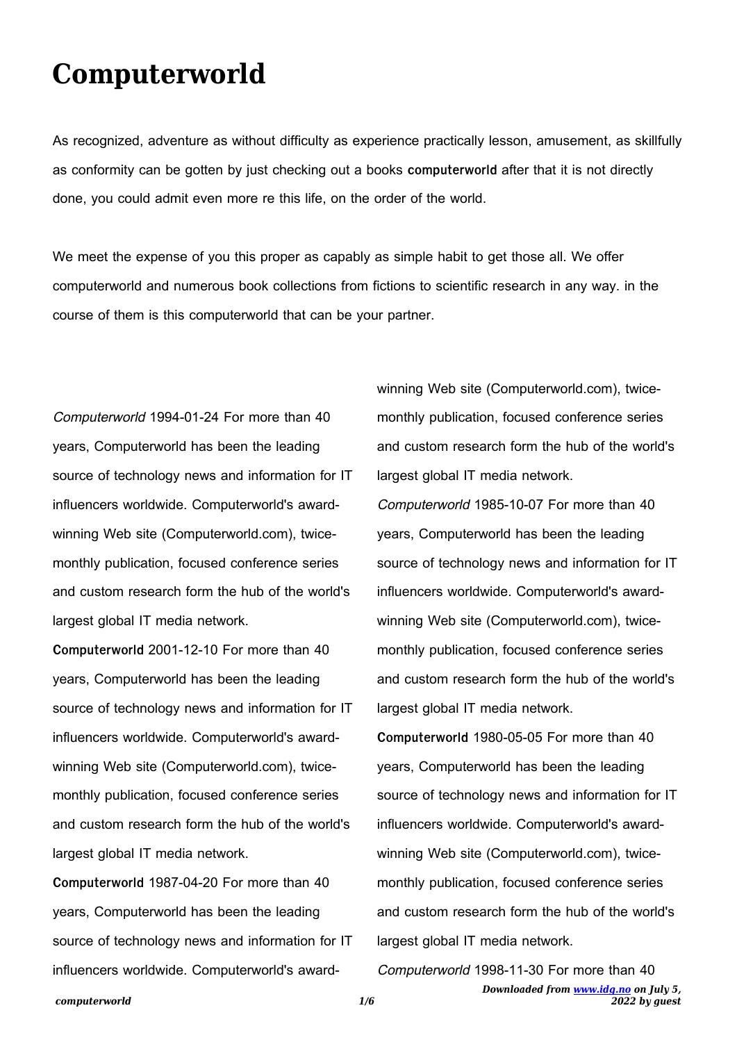# Computerworld

As recognized, adventure as without difficulty as experience practically lesson, amusement, as skillfully as conformity can be gotten by just checking out a books **computerworld** after that it is not directly done, you could admit even more re this life, on the order of the world.

We meet the expense of you this proper as capably as simple habit to get those all. We offer computerworld and numerous book collections from fictions to scientific research in any way. in the course of them is this computerworld that can be your partner.

*Computerworld* 1994-01-24 For more than 40 years, Computerworld has been the leading source of technology news and information for IT influencers worldwide. Computerworld's award-winning Web site (Computerworld.com), twice-monthly publication, focused conference series and custom research form the hub of the world's largest global IT media network.

**Computerworld** 2001-12-10 For more than 40 years, Computerworld has been the leading source of technology news and information for IT influencers worldwide. Computerworld's award-winning Web site (Computerworld.com), twice-monthly publication, focused conference series and custom research form the hub of the world's largest global IT media network.

**Computerworld** 1987-04-20 For more than 40 years, Computerworld has been the leading source of technology news and information for IT influencers worldwide. Computerworld's award-winning Web site (Computerworld.com), twice-monthly publication, focused conference series and custom research form the hub of the world's largest global IT media network.

*Computerworld* 1985-10-07 For more than 40 years, Computerworld has been the leading source of technology news and information for IT influencers worldwide. Computerworld's award-winning Web site (Computerworld.com), twice-monthly publication, focused conference series and custom research form the hub of the world's largest global IT media network.

**Computerworld** 1980-05-05 For more than 40 years, Computerworld has been the leading source of technology news and information for IT influencers worldwide. Computerworld's award-winning Web site (Computerworld.com), twice-monthly publication, focused conference series and custom research form the hub of the world's largest global IT media network.

*Computerworld* 1998-11-30 For more than 40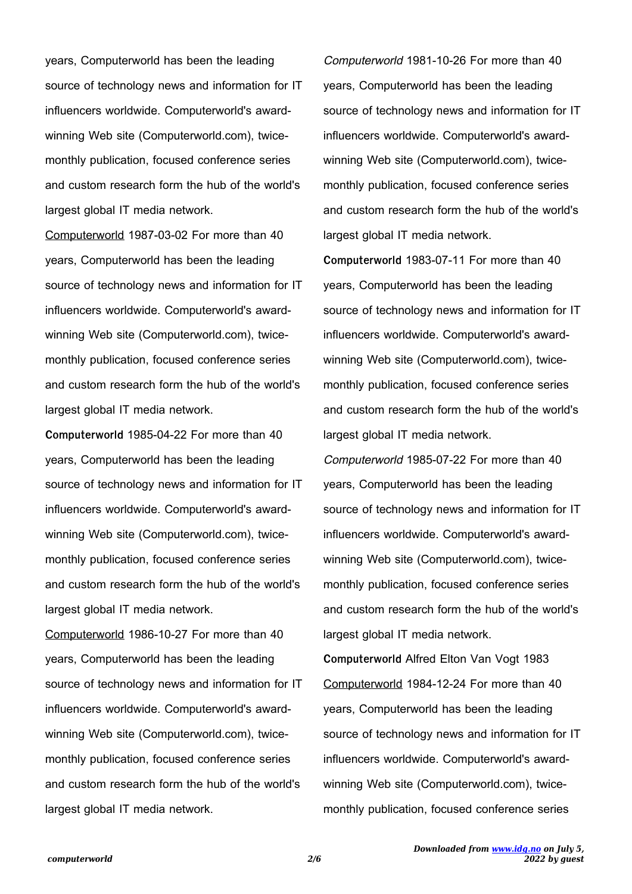years, Computerworld has been the leading source of technology news and information for IT influencers worldwide. Computerworld's award-winning Web site (Computerworld.com), twice-monthly publication, focused conference series and custom research form the hub of the world's largest global IT media network.

Computerworld 1987-03-02 For more than 40 years, Computerworld has been the leading source of technology news and information for IT influencers worldwide. Computerworld's award-winning Web site (Computerworld.com), twice-monthly publication, focused conference series and custom research form the hub of the world's largest global IT media network.

**Computerworld** 1985-04-22 For more than 40 years, Computerworld has been the leading source of technology news and information for IT influencers worldwide. Computerworld's award-winning Web site (Computerworld.com), twice-monthly publication, focused conference series and custom research form the hub of the world's largest global IT media network.

Computerworld 1986-10-27 For more than 40 years, Computerworld has been the leading source of technology news and information for IT influencers worldwide. Computerworld's award-winning Web site (Computerworld.com), twice-monthly publication, focused conference series and custom research form the hub of the world's largest global IT media network.

*Computerworld* 1981-10-26 For more than 40 years, Computerworld has been the leading source of technology news and information for IT influencers worldwide. Computerworld's award-winning Web site (Computerworld.com), twice-monthly publication, focused conference series and custom research form the hub of the world's largest global IT media network.

**Computerworld** 1983-07-11 For more than 40 years, Computerworld has been the leading source of technology news and information for IT influencers worldwide. Computerworld's award-winning Web site (Computerworld.com), twice-monthly publication, focused conference series and custom research form the hub of the world's largest global IT media network.

*Computerworld* 1985-07-22 For more than 40 years, Computerworld has been the leading source of technology news and information for IT influencers worldwide. Computerworld's award-winning Web site (Computerworld.com), twice-monthly publication, focused conference series and custom research form the hub of the world's largest global IT media network.

**Computerworld** Alfred Elton Van Vogt 1983

Computerworld 1984-12-24 For more than 40 years, Computerworld has been the leading source of technology news and information for IT influencers worldwide. Computerworld's award-winning Web site (Computerworld.com), twice-monthly publication, focused conference series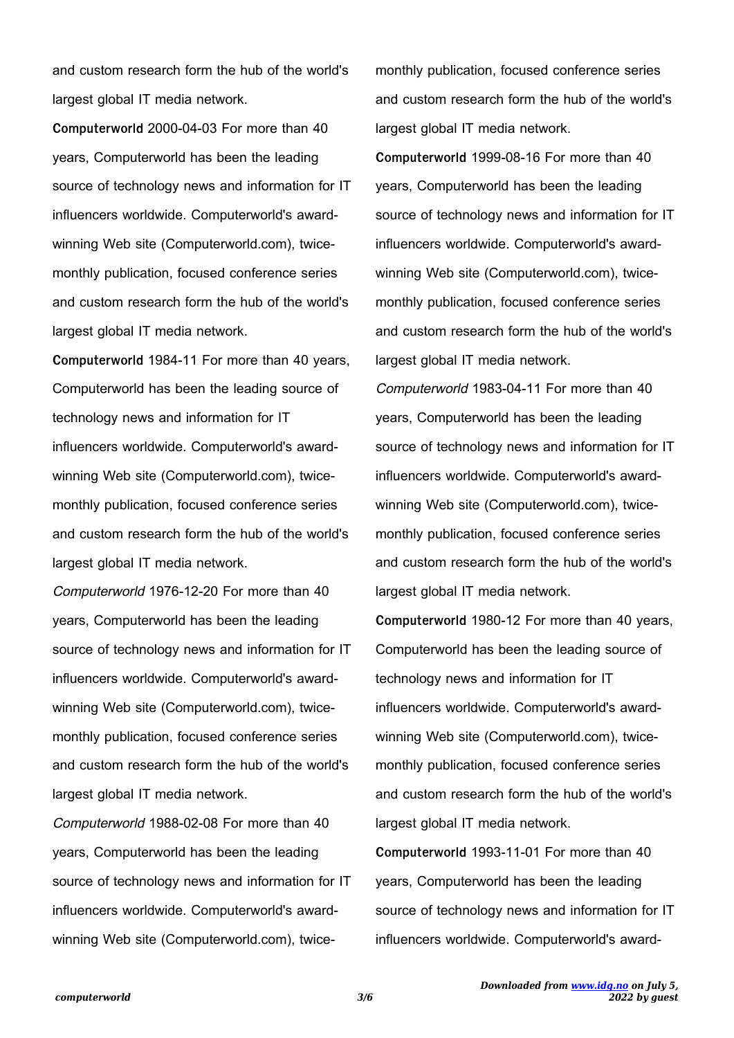and custom research form the hub of the world's largest global IT media network.

**Computerworld** 2000-04-03 For more than 40 years, Computerworld has been the leading source of technology news and information for IT influencers worldwide. Computerworld's award-winning Web site (Computerworld.com), twice-monthly publication, focused conference series and custom research form the hub of the world's largest global IT media network.

**Computerworld** 1984-11 For more than 40 years, Computerworld has been the leading source of technology news and information for IT influencers worldwide. Computerworld's award-winning Web site (Computerworld.com), twice-monthly publication, focused conference series and custom research form the hub of the world's largest global IT media network.

*Computerworld* 1976-12-20 For more than 40 years, Computerworld has been the leading source of technology news and information for IT influencers worldwide. Computerworld's award-winning Web site (Computerworld.com), twice-monthly publication, focused conference series and custom research form the hub of the world's largest global IT media network.

*Computerworld* 1988-02-08 For more than 40 years, Computerworld has been the leading source of technology news and information for IT influencers worldwide. Computerworld's award-winning Web site (Computerworld.com), twice-monthly publication, focused conference series and custom research form the hub of the world's largest global IT media network.

**Computerworld** 1999-08-16 For more than 40 years, Computerworld has been the leading source of technology news and information for IT influencers worldwide. Computerworld's award-winning Web site (Computerworld.com), twice-monthly publication, focused conference series and custom research form the hub of the world's largest global IT media network.

*Computerworld* 1983-04-11 For more than 40 years, Computerworld has been the leading source of technology news and information for IT influencers worldwide. Computerworld's award-winning Web site (Computerworld.com), twice-monthly publication, focused conference series and custom research form the hub of the world's largest global IT media network.

**Computerworld** 1980-12 For more than 40 years, Computerworld has been the leading source of technology news and information for IT influencers worldwide. Computerworld's award-winning Web site (Computerworld.com), twice-monthly publication, focused conference series and custom research form the hub of the world's largest global IT media network.

**Computerworld** 1993-11-01 For more than 40 years, Computerworld has been the leading source of technology news and information for IT influencers worldwide. Computerworld's award-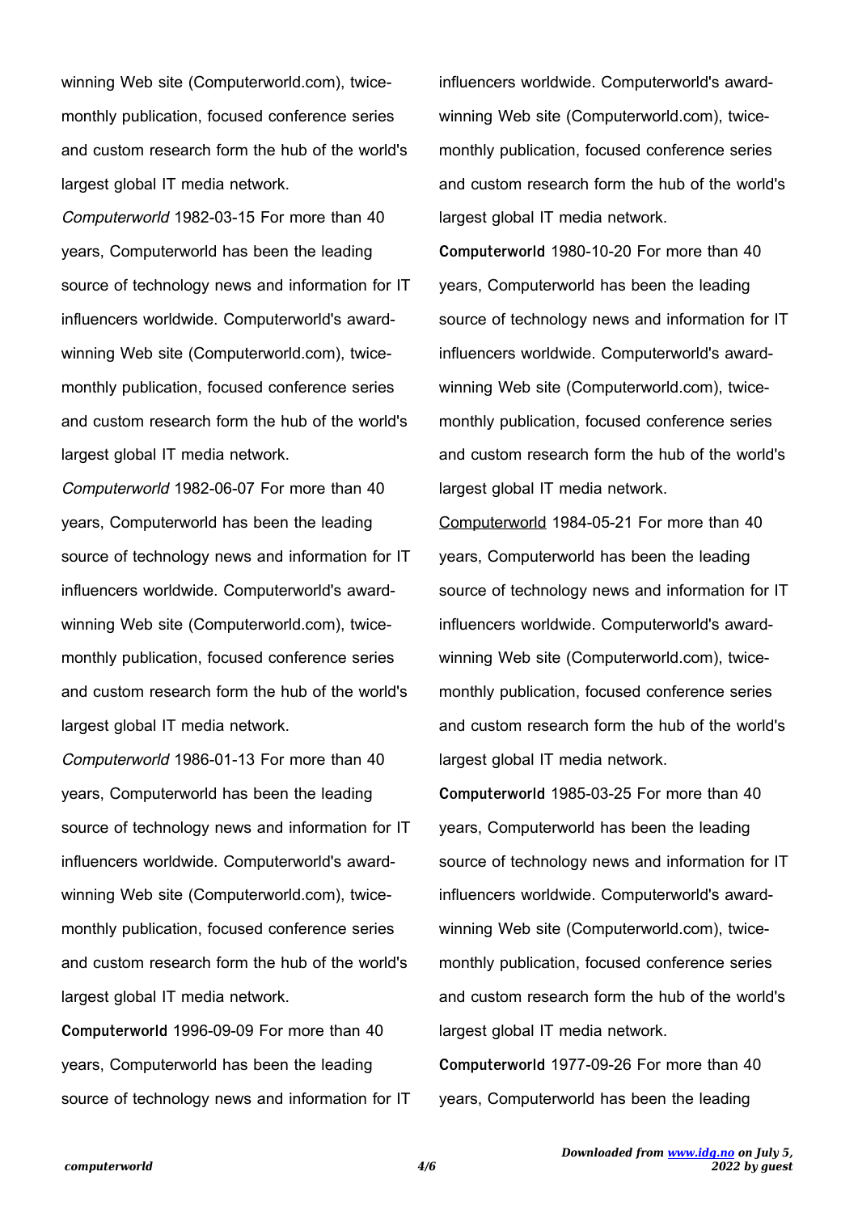winning Web site (Computerworld.com), twice-monthly publication, focused conference series and custom research form the hub of the world's largest global IT media network.

*Computerworld* 1982-03-15 For more than 40 years, Computerworld has been the leading source of technology news and information for IT influencers worldwide. Computerworld's award-winning Web site (Computerworld.com), twice-monthly publication, focused conference series and custom research form the hub of the world's largest global IT media network.

*Computerworld* 1982-06-07 For more than 40 years, Computerworld has been the leading source of technology news and information for IT influencers worldwide. Computerworld's award-winning Web site (Computerworld.com), twice-monthly publication, focused conference series and custom research form the hub of the world's largest global IT media network.

*Computerworld* 1986-01-13 For more than 40 years, Computerworld has been the leading source of technology news and information for IT influencers worldwide. Computerworld's award-winning Web site (Computerworld.com), twice-monthly publication, focused conference series and custom research form the hub of the world's largest global IT media network.

**Computerworld** 1996-09-09 For more than 40 years, Computerworld has been the leading source of technology news and information for IT influencers worldwide. Computerworld's award-winning Web site (Computerworld.com), twice-monthly publication, focused conference series and custom research form the hub of the world's largest global IT media network.

**Computerworld** 1980-10-20 For more than 40 years, Computerworld has been the leading source of technology news and information for IT influencers worldwide. Computerworld's award-winning Web site (Computerworld.com), twice-monthly publication, focused conference series and custom research form the hub of the world's largest global IT media network.

Computerworld 1984-05-21 For more than 40 years, Computerworld has been the leading source of technology news and information for IT influencers worldwide. Computerworld's award-winning Web site (Computerworld.com), twice-monthly publication, focused conference series and custom research form the hub of the world's largest global IT media network.

**Computerworld** 1985-03-25 For more than 40 years, Computerworld has been the leading source of technology news and information for IT influencers worldwide. Computerworld's award-winning Web site (Computerworld.com), twice-monthly publication, focused conference series and custom research form the hub of the world's largest global IT media network.

**Computerworld** 1977-09-26 For more than 40 years, Computerworld has been the leading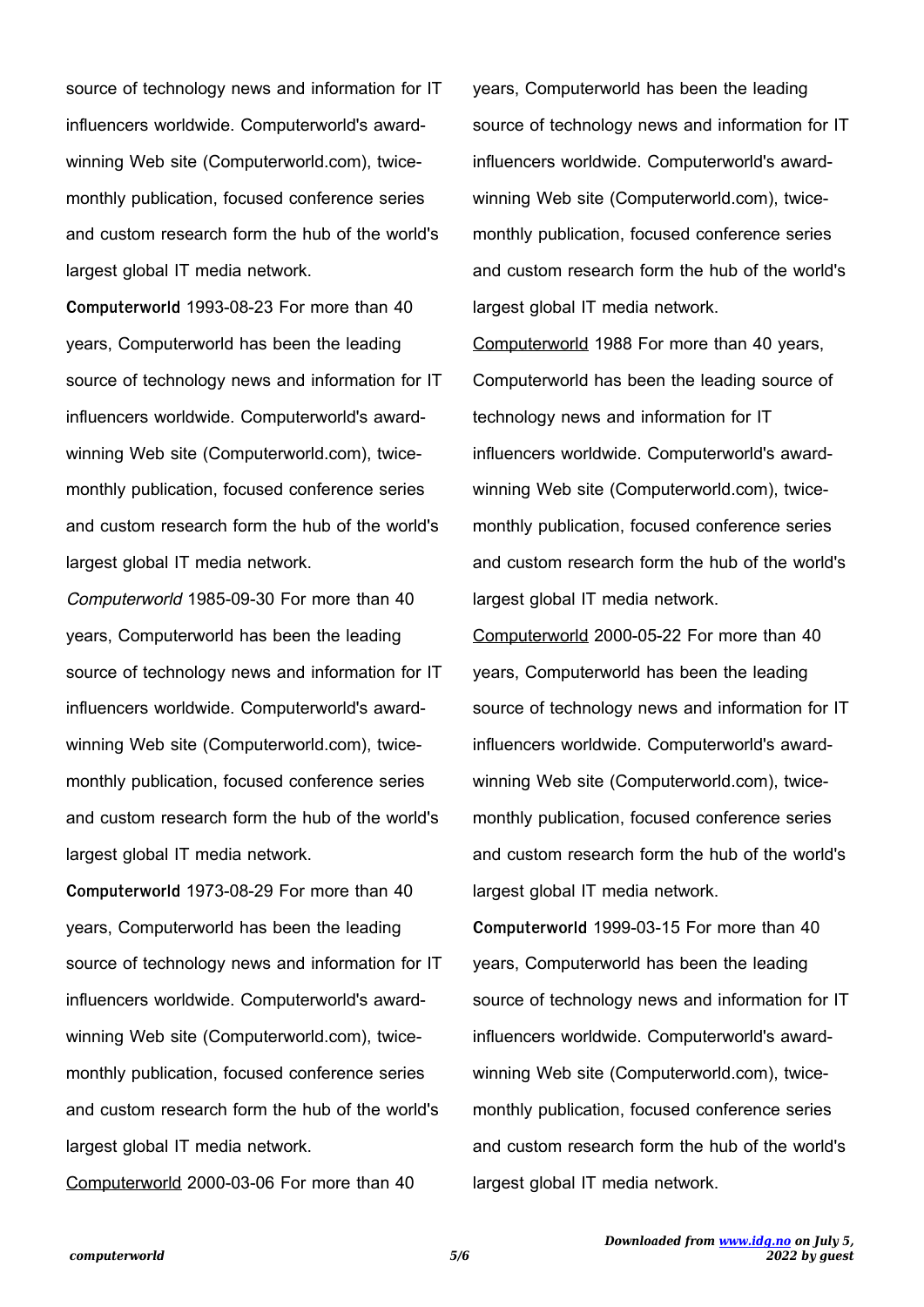source of technology news and information for IT influencers worldwide. Computerworld's award-winning Web site (Computerworld.com), twice-monthly publication, focused conference series and custom research form the hub of the world's largest global IT media network.

**Computerworld** 1993-08-23 For more than 40 years, Computerworld has been the leading source of technology news and information for IT influencers worldwide. Computerworld's award-winning Web site (Computerworld.com), twice-monthly publication, focused conference series and custom research form the hub of the world's largest global IT media network.

*Computerworld* 1985-09-30 For more than 40 years, Computerworld has been the leading source of technology news and information for IT influencers worldwide. Computerworld's award-winning Web site (Computerworld.com), twice-monthly publication, focused conference series and custom research form the hub of the world's largest global IT media network.

**Computerworld** 1973-08-29 For more than 40 years, Computerworld has been the leading source of technology news and information for IT influencers worldwide. Computerworld's award-winning Web site (Computerworld.com), twice-monthly publication, focused conference series and custom research form the hub of the world's largest global IT media network.

Computerworld 2000-03-06 For more than 40 years, Computerworld has been the leading source of technology news and information for IT influencers worldwide. Computerworld's award-winning Web site (Computerworld.com), twice-monthly publication, focused conference series and custom research form the hub of the world's largest global IT media network.

Computerworld 1988 For more than 40 years, Computerworld has been the leading source of technology news and information for IT influencers worldwide. Computerworld's award-winning Web site (Computerworld.com), twice-monthly publication, focused conference series and custom research form the hub of the world's largest global IT media network.

Computerworld 2000-05-22 For more than 40 years, Computerworld has been the leading source of technology news and information for IT influencers worldwide. Computerworld's award-winning Web site (Computerworld.com), twice-monthly publication, focused conference series and custom research form the hub of the world's largest global IT media network.

**Computerworld** 1999-03-15 For more than 40 years, Computerworld has been the leading source of technology news and information for IT influencers worldwide. Computerworld's award-winning Web site (Computerworld.com), twice-monthly publication, focused conference series and custom research form the hub of the world's largest global IT media network.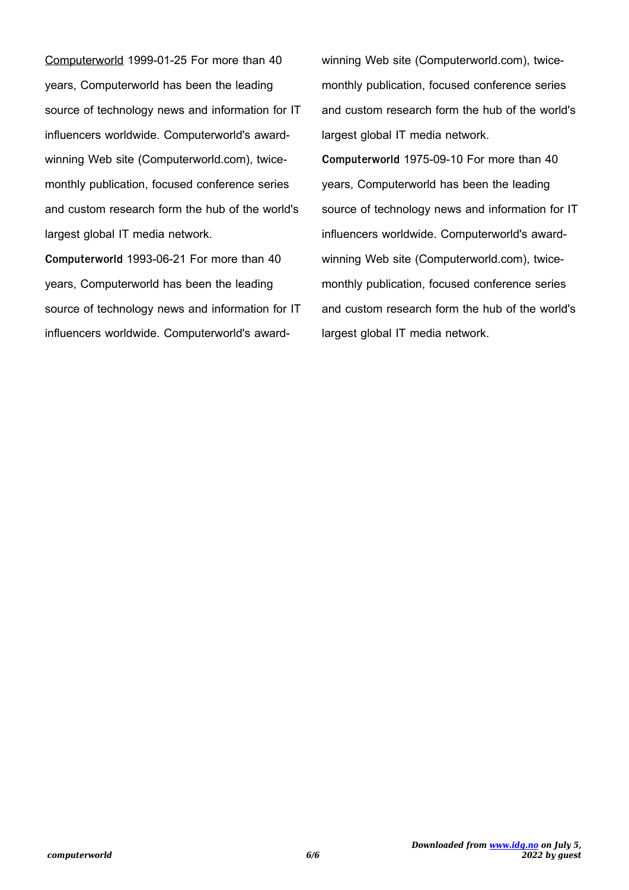Computerworld 1999-01-25 For more than 40 years, Computerworld has been the leading source of technology news and information for IT influencers worldwide. Computerworld's award-winning Web site (Computerworld.com), twice-monthly publication, focused conference series and custom research form the hub of the world's largest global IT media network.

**Computerworld** 1993-06-21 For more than 40 years, Computerworld has been the leading source of technology news and information for IT influencers worldwide. Computerworld's award-winning Web site (Computerworld.com), twice-monthly publication, focused conference series and custom research form the hub of the world's largest global IT media network.

**Computerworld** 1975-09-10 For more than 40 years, Computerworld has been the leading source of technology news and information for IT influencers worldwide. Computerworld's award-winning Web site (Computerworld.com), twice-monthly publication, focused conference series and custom research form the hub of the world's largest global IT media network.